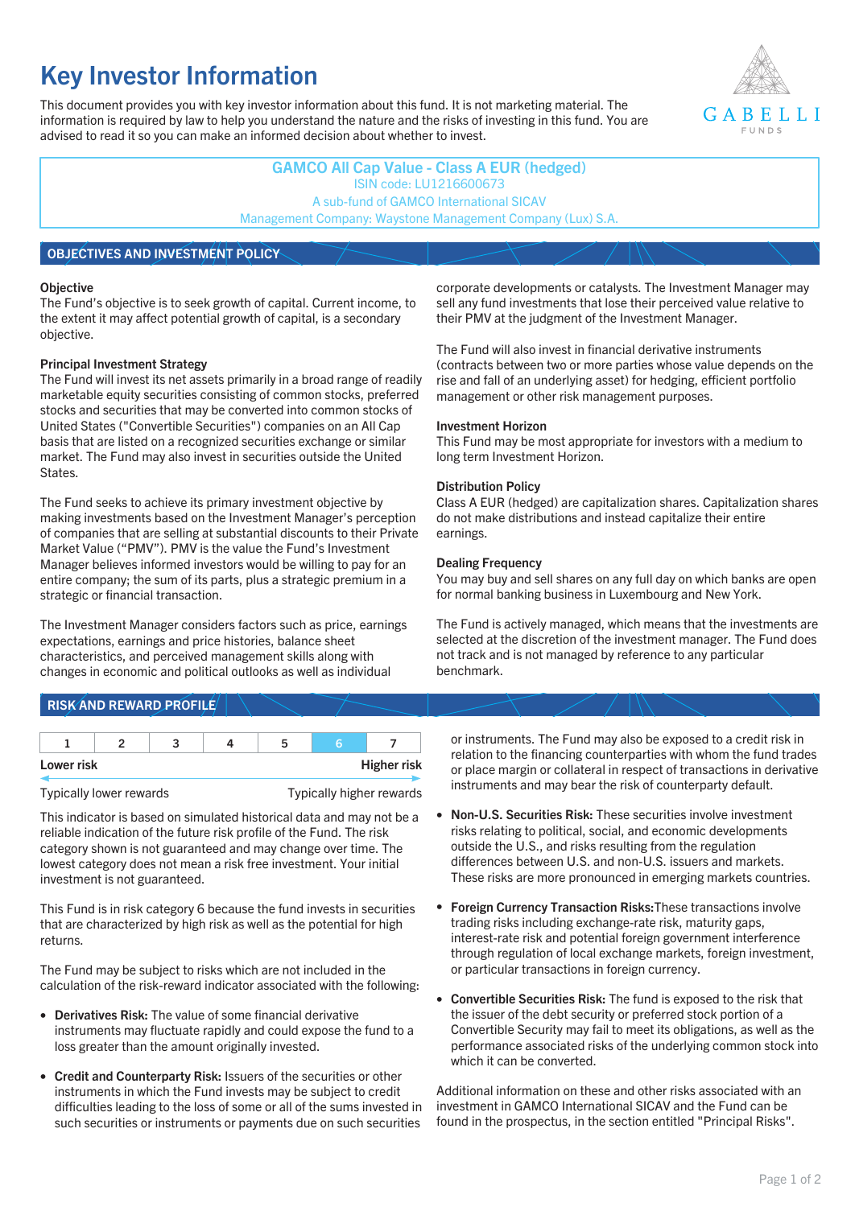# Key Investor Information

This document provides you with key investor information about this fund. It is not marketing material. The information is required by law to help you understand the nature and the risks of investing in this fund. You are advised to read it so you can make an informed decision about whether to invest.

**GAMCO All Cap Value - Class A EUR (hedged)**
ISIN code: LU1216600673
A sub-fund of GAMCO International SICAV
Management Company: Waystone Management Company (Lux) S.A.

## OBJECTIVES AND INVESTMENT POLICY

### Objective

The Fund's objective is to seek growth of capital. Current income, to the extent it may affect potential growth of capital, is a secondary objective.

### Principal Investment Strategy

The Fund will invest its net assets primarily in a broad range of readily marketable equity securities consisting of common stocks, preferred stocks and securities that may be converted into common stocks of United States ("Convertible Securities") companies on an All Cap basis that are listed on a recognized securities exchange or similar market. The Fund may also invest in securities outside the United States.

The Fund seeks to achieve its primary investment objective by making investments based on the Investment Manager's perception of companies that are selling at substantial discounts to their Private Market Value ("PMV"). PMV is the value the Fund's Investment Manager believes informed investors would be willing to pay for an entire company; the sum of its parts, plus a strategic premium in a strategic or financial transaction.

The Investment Manager considers factors such as price, earnings expectations, earnings and price histories, balance sheet characteristics, and perceived management skills along with changes in economic and political outlooks as well as individual corporate developments or catalysts. The Investment Manager may sell any fund investments that lose their perceived value relative to their PMV at the judgment of the Investment Manager.

The Fund will also invest in financial derivative instruments (contracts between two or more parties whose value depends on the rise and fall of an underlying asset) for hedging, efficient portfolio management or other risk management purposes.

### Investment Horizon

This Fund may be most appropriate for investors with a medium to long term Investment Horizon.

### Distribution Policy

Class A EUR (hedged) are capitalization shares. Capitalization shares do not make distributions and instead capitalize their entire earnings.

### Dealing Frequency

You may buy and sell shares on any full day on which banks are open for normal banking business in Luxembourg and New York.

The Fund is actively managed, which means that the investments are selected at the discretion of the investment manager. The Fund does not track and is not managed by reference to any particular benchmark.

## RISK AND REWARD PROFILE

| 1 | 2 | 3 | 4 | 5 | **6** | 7 |
|---|---|---|---|---|---|---|

**Lower risk** — **Higher risk**

Typically lower rewards — Typically higher rewards

This indicator is based on simulated historical data and may not be a reliable indication of the future risk profile of the Fund. The risk category shown is not guaranteed and may change over time. The lowest category does not mean a risk free investment. Your initial investment is not guaranteed.

This Fund is in risk category 6 because the fund invests in securities that are characterized by high risk as well as the potential for high returns.

The Fund may be subject to risks which are not included in the calculation of the risk-reward indicator associated with the following:

- **Derivatives Risk:** The value of some financial derivative instruments may fluctuate rapidly and could expose the fund to a loss greater than the amount originally invested.
- **Credit and Counterparty Risk:** Issuers of the securities or other instruments in which the Fund invests may be subject to credit difficulties leading to the loss of some or all of the sums invested in such securities or instruments or payments due on such securities or instruments. The Fund may also be exposed to a credit risk in relation to the financing counterparties with whom the fund trades or place margin or collateral in respect of transactions in derivative instruments and may bear the risk of counterparty default.
- **Non-U.S. Securities Risk:** These securities involve investment risks relating to political, social, and economic developments outside the U.S., and risks resulting from the regulation differences between U.S. and non-U.S. issuers and markets. These risks are more pronounced in emerging markets countries.
- **Foreign Currency Transaction Risks:** These transactions involve trading risks including exchange-rate risk, maturity gaps, interest-rate risk and potential foreign government interference through regulation of local exchange markets, foreign investment, or particular transactions in foreign currency.
- **Convertible Securities Risk:** The fund is exposed to the risk that the issuer of the debt security or preferred stock portion of a Convertible Security may fail to meet its obligations, as well as the performance associated risks of the underlying common stock into which it can be converted.

Additional information on these and other risks associated with an investment in GAMCO International SICAV and the Fund can be found in the prospectus, in the section entitled "Principal Risks".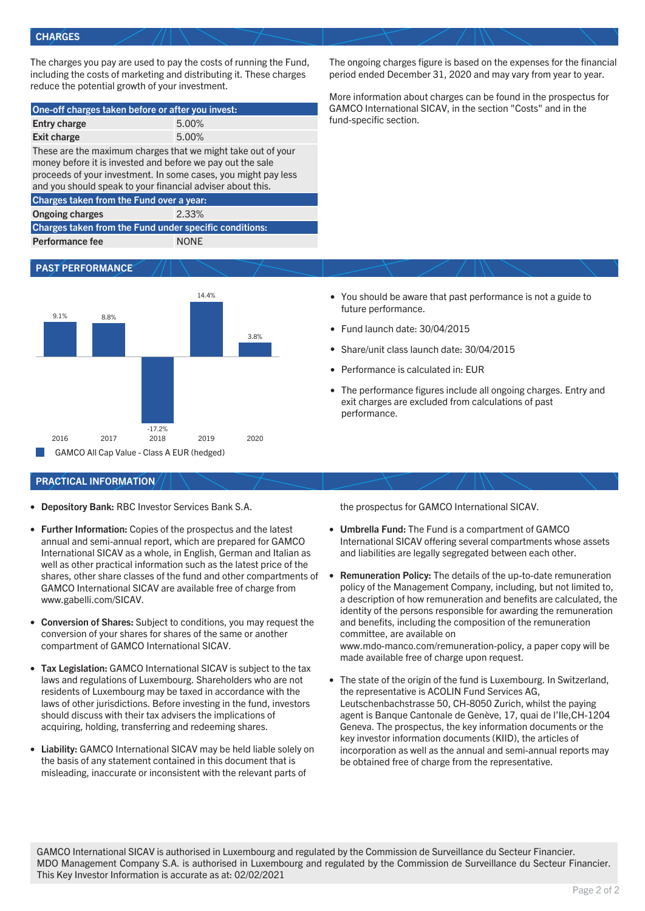## CHARGES

The charges you pay are used to pay the costs of running the Fund, including the costs of marketing and distributing it. These charges reduce the potential growth of your investment.

| One-off charges taken before or after you invest: | |
|---|---|
| **Entry charge** | 5.00% |
| **Exit charge** | 5.00% |
| These are the maximum charges that we might take out of your money before it is invested and before we pay out the sale proceeds of your investment. In some cases, you might pay less and you should speak to your financial adviser about this. | |
| **Charges taken from the Fund over a year:** | |
| **Ongoing charges** | 2.33% |
| **Charges taken from the Fund under specific conditions:** | |
| **Performance fee** | NONE |

The ongoing charges figure is based on the expenses for the financial period ended December 31, 2020 and may vary from year to year.

More information about charges can be found in the prospectus for GAMCO International SICAV, in the section "Costs" and in the fund-specific section.

## PAST PERFORMANCE

9.1%
8.8%
-17.2%
14.4%
3.8%

2016
2017
2018
2019
2020

GAMCO All Cap Value - Class A EUR (hedged)

- You should be aware that past performance is not a guide to future performance.
- Fund launch date: 30/04/2015
- Share/unit class launch date: 30/04/2015
- Performance is calculated in: EUR
- The performance figures include all ongoing charges. Entry and exit charges are excluded from calculations of past performance.

## PRACTICAL INFORMATION

- **Depository Bank:** RBC Investor Services Bank S.A.
- **Further Information:** Copies of the prospectus and the latest annual and semi-annual report, which are prepared for GAMCO International SICAV as a whole, in English, German and Italian as well as other practical information such as the latest price of the shares, other share classes of the fund and other compartments of GAMCO International SICAV are available free of charge from www.gabelli.com/SICAV.
- **Conversion of Shares:** Subject to conditions, you may request the conversion of your shares for shares of the same or another compartment of GAMCO International SICAV.
- **Tax Legislation:** GAMCO International SICAV is subject to the tax laws and regulations of Luxembourg. Shareholders who are not residents of Luxembourg may be taxed in accordance with the laws of other jurisdictions. Before investing in the fund, investors should discuss with their tax advisers the implications of acquiring, holding, transferring and redeeming shares.
- **Liability:** GAMCO International SICAV may be held liable solely on the basis of any statement contained in this document that is misleading, inaccurate or inconsistent with the relevant parts of the prospectus for GAMCO International SICAV.
- **Umbrella Fund:** The Fund is a compartment of GAMCO International SICAV offering several compartments whose assets and liabilities are legally segregated between each other.
- **Remuneration Policy:** The details of the up-to-date remuneration policy of the Management Company, including, but not limited to, a description of how remuneration and benefits are calculated, the identity of the persons responsible for awarding the remuneration and benefits, including the composition of the remuneration committee, are available on www.mdo-manco.com/remuneration-policy, a paper copy will be made available free of charge upon request.
- The state of the origin of the fund is Luxembourg. In Switzerland, the representative is ACOLIN Fund Services AG, Leutschenbachstrasse 50, CH-8050 Zurich, whilst the paying agent is Banque Cantonale de Genève, 17, quai de l'Ile,CH-1204 Geneva. The prospectus, the key information documents or the key investor information documents (KIID), the articles of incorporation as well as the annual and semi-annual reports may be obtained free of charge from the representative.

GAMCO International SICAV is authorised in Luxembourg and regulated by the Commission de Surveillance du Secteur Financier.
MDO Management Company S.A. is authorised in Luxembourg and regulated by the Commission de Surveillance du Secteur Financier.
This Key Investor Information is accurate as at: 02/02/2021